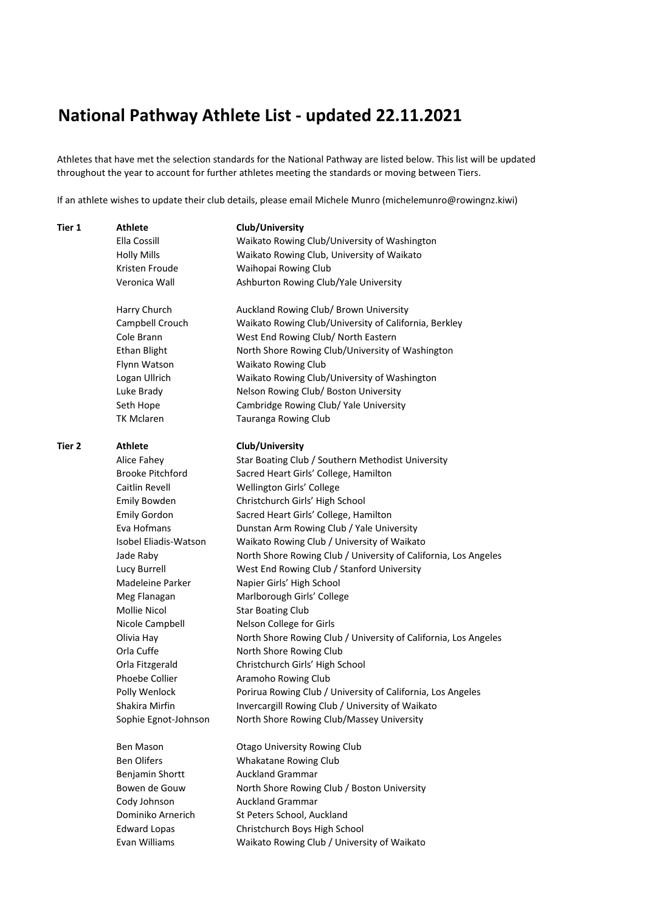# National Pathway Athlete List - updated 22.11.2021

Athletes that have met the selection standards for the National Pathway are listed below. This list will be updated throughout the year to account for further athletes meeting the standards or moving between Tiers.

If an athlete wishes to update their club details, please email Michele Munro (michelemunro@rowingnz.kiwi)

| | Athlete | Club/University |
|---|---|---|
| **Tier 1** | **Athlete** | **Club/University** |
| | Ella Cossill | Waikato Rowing Club/University of Washington |
| | Holly Mills | Waikato Rowing Club, University of Waikato |
| | Kristen Froude | Waihopai Rowing Club |
| | Veronica Wall | Ashburton Rowing Club/Yale University |
| | | |
| | Harry Church | Auckland Rowing Club/ Brown University |
| | Campbell Crouch | Waikato Rowing Club/University of California, Berkley |
| | Cole Brann | West End Rowing Club/ North Eastern |
| | Ethan Blight | North Shore Rowing Club/University of Washington |
| | Flynn Watson | Waikato Rowing Club |
| | Logan Ullrich | Waikato Rowing Club/University of Washington |
| | Luke Brady | Nelson Rowing Club/ Boston University |
| | Seth Hope | Cambridge Rowing Club/ Yale University |
| | TK Mclaren | Tauranga Rowing Club |
| | | |
| **Tier 2** | **Athlete** | **Club/University** |
| | Alice Fahey | Star Boating Club / Southern Methodist University |
| | Brooke Pitchford | Sacred Heart Girls' College, Hamilton |
| | Caitlin Revell | Wellington Girls' College |
| | Emily Bowden | Christchurch Girls' High School |
| | Emily Gordon | Sacred Heart Girls' College, Hamilton |
| | Eva Hofmans | Dunstan Arm Rowing Club / Yale University |
| | Isobel Eliadis-Watson | Waikato Rowing Club / University of Waikato |
| | Jade Raby | North Shore Rowing Club / University of California, Los Angeles |
| | Lucy Burrell | West End Rowing Club / Stanford University |
| | Madeleine Parker | Napier Girls' High School |
| | Meg Flanagan | Marlborough Girls' College |
| | Mollie Nicol | Star Boating Club |
| | Nicole Campbell | Nelson College for Girls |
| | Olivia Hay | North Shore Rowing Club / University of California, Los Angeles |
| | Orla Cuffe | North Shore Rowing Club |
| | Orla Fitzgerald | Christchurch Girls' High School |
| | Phoebe Collier | Aramoho Rowing Club |
| | Polly Wenlock | Porirua Rowing Club / University of California, Los Angeles |
| | Shakira Mirfin | Invercargill Rowing Club / University of Waikato |
| | Sophie Egnot-Johnson | North Shore Rowing Club/Massey University |
| | | |
| | Ben Mason | Otago University Rowing Club |
| | Ben Olifers | Whakatane Rowing Club |
| | Benjamin Shortt | Auckland Grammar |
| | Bowen de Gouw | North Shore Rowing Club / Boston University |
| | Cody Johnson | Auckland Grammar |
| | Dominiko Arnerich | St Peters School, Auckland |
| | Edward Lopas | Christchurch Boys High School |
| | Evan Williams | Waikato Rowing Club / University of Waikato |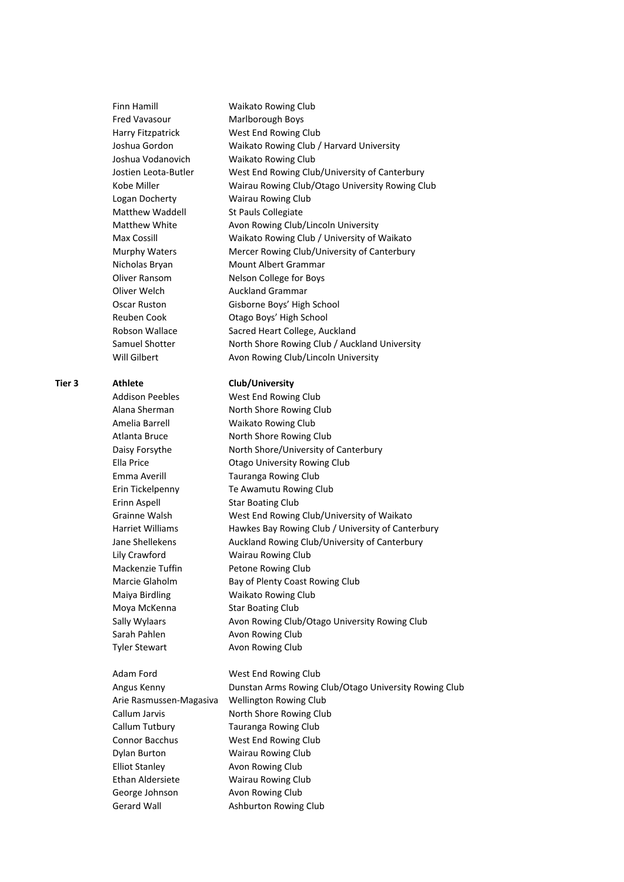| | Athlete | Club/University |
|---|---|---|
| | Finn Hamill | Waikato Rowing Club |
| | Fred Vavasour | Marlborough Boys |
| | Harry Fitzpatrick | West End Rowing Club |
| | Joshua Gordon | Waikato Rowing Club / Harvard University |
| | Joshua Vodanovich | Waikato Rowing Club |
| | Jostien Leota-Butler | West End Rowing Club/University of Canterbury |
| | Kobe Miller | Wairau Rowing Club/Otago University Rowing Club |
| | Logan Docherty | Wairau Rowing Club |
| | Matthew Waddell | St Pauls Collegiate |
| | Matthew White | Avon Rowing Club/Lincoln University |
| | Max Cossill | Waikato Rowing Club / University of Waikato |
| | Murphy Waters | Mercer Rowing Club/University of Canterbury |
| | Nicholas Bryan | Mount Albert Grammar |
| | Oliver Ransom | Nelson College for Boys |
| | Oliver Welch | Auckland Grammar |
| | Oscar Ruston | Gisborne Boys' High School |
| | Reuben Cook | Otago Boys' High School |
| | Robson Wallace | Sacred Heart College, Auckland |
| | Samuel Shotter | North Shore Rowing Club / Auckland University |
| | Will Gilbert | Avon Rowing Club/Lincoln University |

| **Tier 3** | **Athlete** | **Club/University** |
|---|---|---|
| | Addison Peebles | West End Rowing Club |
| | Alana Sherman | North Shore Rowing Club |
| | Amelia Barrell | Waikato Rowing Club |
| | Atlanta Bruce | North Shore Rowing Club |
| | Daisy Forsythe | North Shore/University of Canterbury |
| | Ella Price | Otago University Rowing Club |
| | Emma Averill | Tauranga Rowing Club |
| | Erin Tickelpenny | Te Awamutu Rowing Club |
| | Erinn Aspell | Star Boating Club |
| | Grainne Walsh | West End Rowing Club/University of Waikato |
| | Harriet Williams | Hawkes Bay Rowing Club / University of Canterbury |
| | Jane Shellekens | Auckland Rowing Club/University of Canterbury |
| | Lily Crawford | Wairau Rowing Club |
| | Mackenzie Tuffin | Petone Rowing Club |
| | Marcie Glaholm | Bay of Plenty Coast Rowing Club |
| | Maiya Birdling | Waikato Rowing Club |
| | Moya McKenna | Star Boating Club |
| | Sally Wylaars | Avon Rowing Club/Otago University Rowing Club |
| | Sarah Pahlen | Avon Rowing Club |
| | Tyler Stewart | Avon Rowing Club |
| | | |
| | Adam Ford | West End Rowing Club |
| | Angus Kenny | Dunstan Arms Rowing Club/Otago University Rowing Club |
| | Arie Rasmussen-Magasiva | Wellington Rowing Club |
| | Callum Jarvis | North Shore Rowing Club |
| | Callum Tutbury | Tauranga Rowing Club |
| | Connor Bacchus | West End Rowing Club |
| | Dylan Burton | Wairau Rowing Club |
| | Elliot Stanley | Avon Rowing Club |
| | Ethan Aldersiete | Wairau Rowing Club |
| | George Johnson | Avon Rowing Club |
| | Gerard Wall | Ashburton Rowing Club |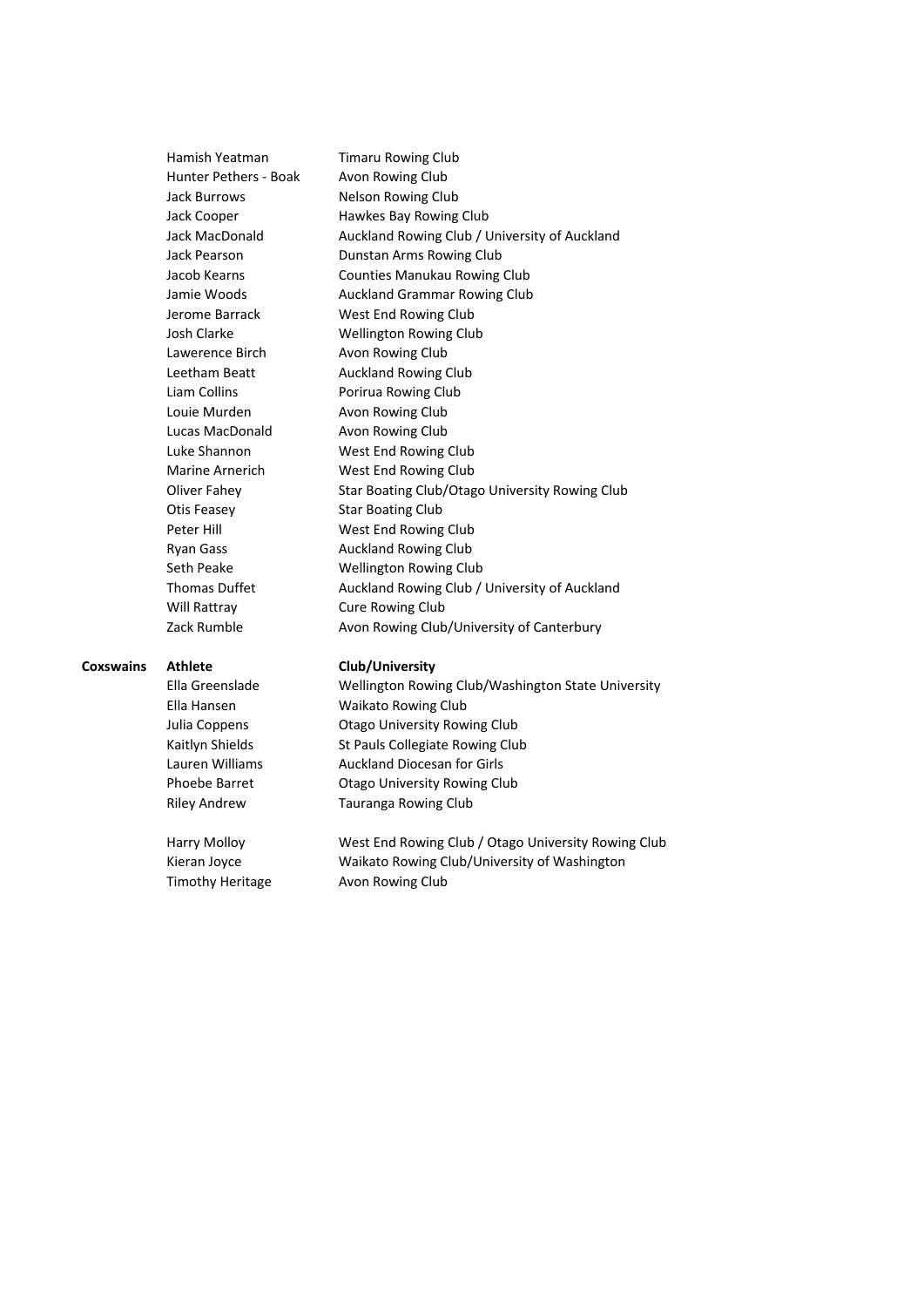| | | |
|---|---|---|
| | Hamish Yeatman | Timaru Rowing Club |
| | Hunter Pethers - Boak | Avon Rowing Club |
| | Jack Burrows | Nelson Rowing Club |
| | Jack Cooper | Hawkes Bay Rowing Club |
| | Jack MacDonald | Auckland Rowing Club / University of Auckland |
| | Jack Pearson | Dunstan Arms Rowing Club |
| | Jacob Kearns | Counties Manukau Rowing Club |
| | Jamie Woods | Auckland Grammar Rowing Club |
| | Jerome Barrack | West End Rowing Club |
| | Josh Clarke | Wellington Rowing Club |
| | Lawerence Birch | Avon Rowing Club |
| | Leetham Beatt | Auckland Rowing Club |
| | Liam Collins | Porirua Rowing Club |
| | Louie Murden | Avon Rowing Club |
| | Lucas MacDonald | Avon Rowing Club |
| | Luke Shannon | West End Rowing Club |
| | Marine Arnerich | West End Rowing Club |
| | Oliver Fahey | Star Boating Club/Otago University Rowing Club |
| | Otis Feasey | Star Boating Club |
| | Peter Hill | West End Rowing Club |
| | Ryan Gass | Auckland Rowing Club |
| | Seth Peake | Wellington Rowing Club |
| | Thomas Duffet | Auckland Rowing Club / University of Auckland |
| | Will Rattray | Cure Rowing Club |
| | Zack Rumble | Avon Rowing Club/University of Canterbury |

| **Coxswains** | **Athlete** | **Club/University** |
|---|---|---|
| | Ella Greenslade | Wellington Rowing Club/Washington State University |
| | Ella Hansen | Waikato Rowing Club |
| | Julia Coppens | Otago University Rowing Club |
| | Kaitlyn Shields | St Pauls Collegiate Rowing Club |
| | Lauren Williams | Auckland Diocesan for Girls |
| | Phoebe Barret | Otago University Rowing Club |
| | Riley Andrew | Tauranga Rowing Club |
| | | |
| | Harry Molloy | West End Rowing Club / Otago University Rowing Club |
| | Kieran Joyce | Waikato Rowing Club/University of Washington |
| | Timothy Heritage | Avon Rowing Club |